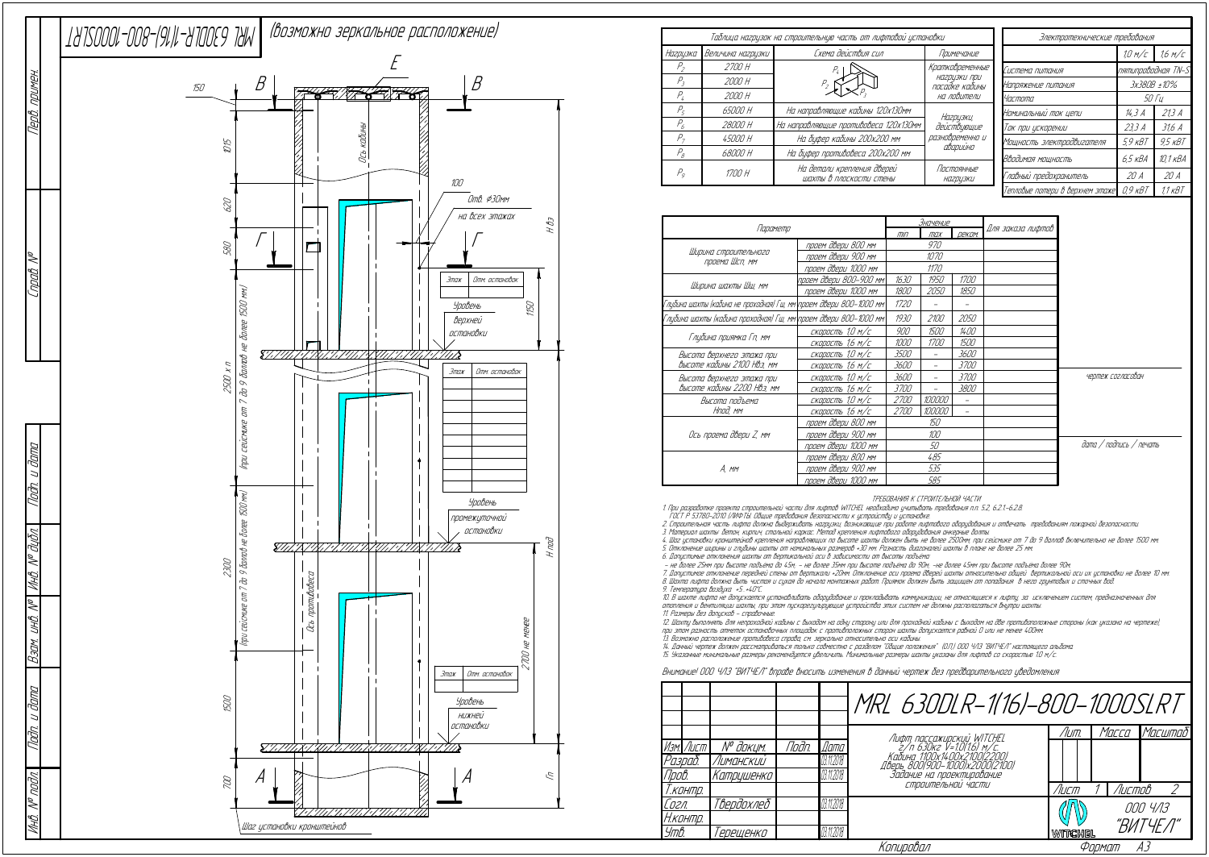MRL 630DLR-1(16)-800-1000SLRT (возможно зеркальное расположение)

Таблица нагрузок на строительную часть от лифтовой установки

| Нагрузка | Величина нагрузки | Схема действия сил | Примечание |
|---|---|---|---|
| $P_2$ | 2700 Н | | Кратковременные нагрузки при посадке кабины на ловители |
| $P_3$ | 2000 Н | | |
| $P_4$ | 2000 Н | | |
| $P_5$ | 65000 Н | На направляющие кабины 120х130мм | Нагрузки, действующие разновременно и аварийно |
| $P_6$ | 28000 Н | На направляющие противовеса 120х130мм | |
| $P_7$ | 45000 Н | На буфер кабины 200х200 мм | |
| $P_8$ | 68000 Н | На буфер противовеса 200х200 мм | |
| $P_9$ | 1700 Н | На детали крепления дверей шахты в плоскости стены | Постоянные нагрузки |

Электротехнические требования

| | 1,0 м/с | 1,6 м/с |
|---|---|---|
| Система питания | пятипроводная TN-S | |
| Напряжение питания | 3х380В ±10% | |
| Частота | 50 Гц | |
| Номинальный ток цепи | 14,3 А | 21,3 А |
| Ток при ускорении | 23,3 А | 31,6 А |
| Мощность электродвигателя | 5,9 кВт | 9,5 кВт |
| Вводимая мощность | 6,5 кВА | 10,1 кВА |
| Главный предохранитель | 20 А | 20 А |
| Тепловые потери в верхнем этаже | 0,9 кВт | 1,1 кВт |

| Параметр | | Значение min | max | реком. | Для заказа лифтов |
|---|---|---|---|---|---|
| Ширина строительного проема Шсп, мм | проем двери 800 мм | 970 | | | |
| | проем двери 900 мм | 1070 | | | |
| | проем двери 1000 мм | 1170 | | | |
| Ширина шахты Шш, мм | проем двери 800-900 мм | 1630 | 1950 | 1700 | |
| | проем двери 1000 мм | 1800 | 2050 | 1850 | |
| Глубина шахты (кабина не проходная) Гш, мм | проем двери 800-1000 мм | 1720 | – | – | |
| Глубина шахты (кабина проходная) Гш, мм | проем двери 800-1000 мм | 1930 | 2100 | 2050 | |
| Глубина приямка Гп, мм | скорость 1,0 м/с | 900 | 1500 | 1400 | |
| | скорость 1,6 м/с | 1000 | 1700 | 1500 | |
| Высота верхнего этажа при высоте кабины 2100 Нвэ, мм | скорость 1,0 м/с | 3500 | – | 3600 | |
| | скорость 1,6 м/с | 3600 | – | 3700 | |
| Высота верхнего этажа при высоте кабины 2200 Нвэ, мм | скорость 1,0 м/с | 3600 | – | 3700 | |
| | скорость 1,6 м/с | 3700 | – | 3800 | |
| Высота подъема Нпод, мм | скорость 1,0 м/с | 2700 | 100000 | – | |
| | скорость 1,6 м/с | 2700 | 100000 | – | |
| Ось проема двери Z, мм | проем двери 800 мм | 150 | | | |
| | проем двери 900 мм | 100 | | | |
| | проем двери 1000 мм | 50 | | | |
| A, мм | проем двери 800 мм | 485 | | | |
| | проем двери 900 мм | 535 | | | |
| | проем двери 1000 мм | 585 | | | |

чертеж согласован

дата / подпись / печать

ТРЕБОВАНИЯ К СТРОИТЕЛЬНОЙ ЧАСТИ

1. При разработке проекта строительной части для лифтов WITCHEL необходимо учитывать требования п.п. 5.2, 6.2.1-6.2.8. ГОСТ Р 53780-2010 (ЛИФТЫ. Общие требования безопасности к устройству и установке.
2. Строительная часть лифта должна выдерживать нагрузки, возникающие при работе лифтового оборудования и отвечать требованиям пожарной безопасности
3. Материал шахты: бетон, кирпич, стальной каркас. Метод крепления лифтового оборудования анкерные болты.
4. Шаг установки кронштейнов крепления направляющих по высоте шахты должен быть не более 2500мм; при сейсмике от 7 до 9 баллов включительно не более 1500 мм.
5. Отклонение ширины и глубины шахты от номинальных размеров +30 мм. Разность диагоналей шахты в плане не более 25 мм.
6. Допустимые отклонения шахты от вертикальной оси в зависимости от высоты подъема
– не более 25мм при высоте подъема до 45м, – не более 35мм при высоте подъема до 90м, –не более 45мм при высоте подъема более 90м.
7. Допустимое отклонение передней стены от вертикали +20мм. Отклонение оси проема двери шахты относительно общей вертикальной оси их установки не более 10 мм.
8. Шахта лифта должна быть чистая и сухая до начала монтажных работ. Приямок должен быть защищен от попадания в него грунтовых и сточных вод.
9. Температура воздуха: +5...+40°С.
10. В шахте лифта не допускается устанавливать оборудование и прокладывать коммуникации, не относящиеся к лифту, за исключением систем, предназначенных для отопления и вентиляции шахты, при этом пускорегулирующие устройства этих систем не должны располагаться внутри шахты.
11. Размеры без допусков – справочные.
12. Шахту выполнять для непроходной кабины с выходом на одну сторону или для проходной кабины с выходом на две противоположные стороны (как указано на чертеже), при этом разность отметок остановочных площадок с противоположных сторон шахты допускается равной 0 или не менее 400мм.
13. Возможно расположение противовеса справа, см. зеркально относительно оси кабины.
14. Данный чертеж должен рассматриваться только совместно с разделом "Общие положения" (ОП) ООО ЧЛЗ "ВИТЧЕЛ" настоящего альбома.
15. Указанные минимальные размеры рекомендуется увеличить. Минимальные размеры шахты указаны для лифтов со скоростью 1,0 м/с.

Внимание! ООО ЧЛЗ "ВИТЧЕЛ" вправе вносить изменения в данный чертеж без предварительного уведомления

MRL 630DLR-1(16)-800-1000SLRT

Лифт пассажирский WITCHEL г/п 630кг V=1,0(1,6) м/с. Кабина 1100х1400х2100(2200) Дверь 800(900-1000)х2000(2100) Задание на проектирование строительной части

| Изм. | Лист | № докум. | Подп. | Дата |
|---|---|---|---|---|
| Разраб. | | Лиманский | | 03.11.2018 |
| Пров. | | Катрушенко | | 03.11.2018 |
| Т.контр. | | | | |
| Согл. | | Твердохлеб | | 03.11.2018 |
| Н.контр. | | | | |
| Утв. | | Терещенко | | 03.11.2018 |

Лит. | Масса | Масштаб

Лист 1 | Листов 2

ООО ЧЛЗ "ВИТЧЕЛ"

Копировал | Формат A3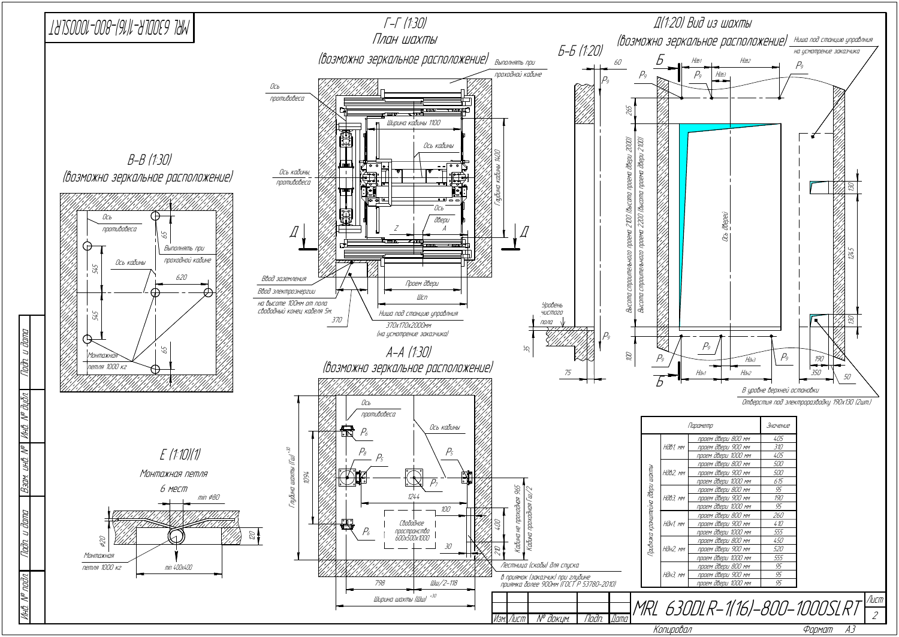MRL 630DLR-1(16)-800-1000SLRT

## Г–Г (1:30)
### План шахты
(возможно зеркальное расположение)

Выполнять при проходной кабине

Ось противовеса

Ширина кабины 1100

Ось кабины

Ось кабины противовеса

Глубина кабины 1400

Ось двери А

Z

Д

Д

Ввод заземления

Ввод электроэнергии

на высоте 100мм от пола свободный конец кабеля 5м.

370

Проем двери

Шсп

Ниша под станцию управления 370х170х2000мм (на усмотрение заказчика)

## В–В (1:30)
(возможно зеркальное расположение)

Ось противовеса

65

Выполнять при проходной кабине

545

Ось кабины

620

545

65

Монтажная петля 1000 кг

## Е (1:10)(1)
### Монтажная петля
6 мест

min ⌀80

⌀20

120

Монтажная петля 1000 кг

min 400х400

## А–А (1:30)
(возможно зеркальное расположение)

Ось противовеса

Ось кабины

$P_6$

$P_8$

$P_5$

$P_5$

$P_7$

$P_6$

Глубина шахты (Гш) $^{+30}$

1094

1244

100

Свободное пространство 600х500х1000

400

210

30

Кабина не проходная 965

Кабина проходная Гш/2

Лестница (скобы) для спуска в приямок (заказчик) при глубине приямка более 900мм (ГОСТ Р 53780-2010)

798

Шш/2–118

Ширина шахты (Шш) $^{+30}$

## Б–Б (1:20)

60

$P_9$

Уровень чистого пола

35

$P_9$

75

## Д(1:20) Вид из шахты
(возможно зеркальное расположение)

Ниша под станцию управления на усмотрение заказчика

Б

Нвв1

Нвв2

Нвв3

$P_9$

$P_9$

$P_9$

265

Высота строительного проема 2100 (Высота проема двери 2000)

Высота строительного проема 2200 (Высота проема двери 2100)

Ось двери

130

1245

130

100

$P_9$

$P_9$

$P_9$

Нвн3

Нвн1

Нвн2

Б

190

350

50

В уровне верхней остановки

Отверстия под электроразводку 190х130 (2шт.)

| | Параметр | | Значение |
|---|---|---|---|
| Привязка кронштейна двери шахты | Нвв1, мм | проем двери 800 мм | 405 |
| | | проем двери 900 мм | 310 |
| | | проем двери 1000 мм | 405 |
| | Нвв2, мм | проем двери 800 мм | 500 |
| | | проем двери 900 мм | 500 |
| | | проем двери 1000 мм | 615 |
| | Нвв3, мм | проем двери 800 мм | 95 |
| | | проем двери 900 мм | 190 |
| | | проем двери 1000 мм | 95 |
| | Нвн1, мм | проем двери 800 мм | 260 |
| | | проем двери 900 мм | 410 |
| | | проем двери 1000 мм | 555 |
| | Нвн2, мм | проем двери 800 мм | 450 |
| | | проем двери 900 мм | 520 |
| | | проем двери 1000 мм | 555 |
| | Нвн3, мм | проем двери 800 мм | 95 |
| | | проем двери 900 мм | 95 |
| | | проем двери 1000 мм | 95 |

| Изм | Лист | № докум. | Подп. | Дата | MRL 630DLR-1(16)-800-1000SLRT | Лист 2 |
|---|---|---|---|---|---|---|

Копировал Формат А3

Инв. № подл. | Подп. и дата | Взам. инв. № | Инв. № дубл. | Подп. и дата